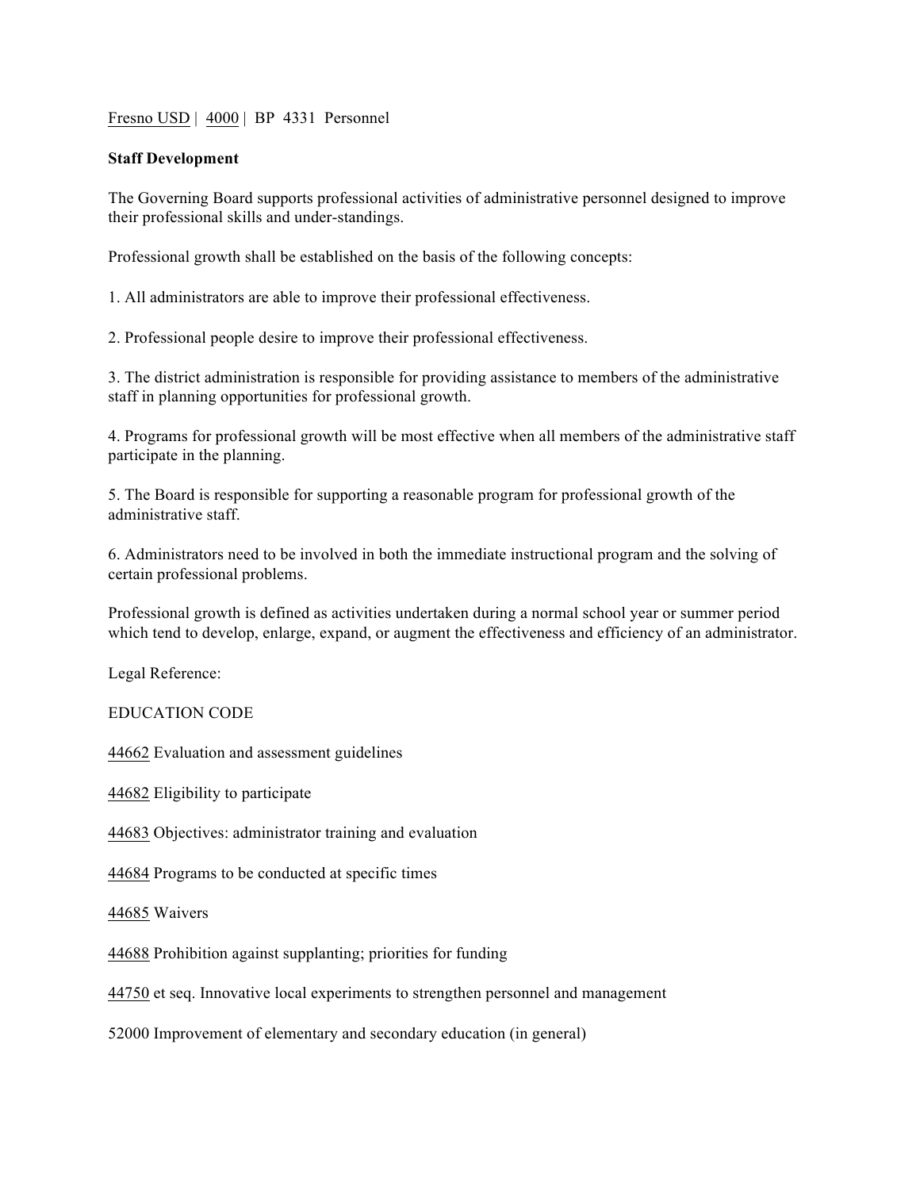Fresno USD | 4000 | BP 4331 Personnel

**Staff Development**

The Governing Board supports professional activities of administrative personnel designed to improve their professional skills and under-standings.

Professional growth shall be established on the basis of the following concepts:

1. All administrators are able to improve their professional effectiveness.

2. Professional people desire to improve their professional effectiveness.

3. The district administration is responsible for providing assistance to members of the administrative staff in planning opportunities for professional growth.

4. Programs for professional growth will be most effective when all members of the administrative staff participate in the planning.

5. The Board is responsible for supporting a reasonable program for professional growth of the administrative staff.

6. Administrators need to be involved in both the immediate instructional program and the solving of certain professional problems.

Professional growth is defined as activities undertaken during a normal school year or summer period which tend to develop, enlarge, expand, or augment the effectiveness and efficiency of an administrator.

Legal Reference:

EDUCATION CODE

44662 Evaluation and assessment guidelines

44682 Eligibility to participate

44683 Objectives: administrator training and evaluation

44684 Programs to be conducted at specific times

44685 Waivers

44688 Prohibition against supplanting; priorities for funding

44750 et seq. Innovative local experiments to strengthen personnel and management

52000 Improvement of elementary and secondary education (in general)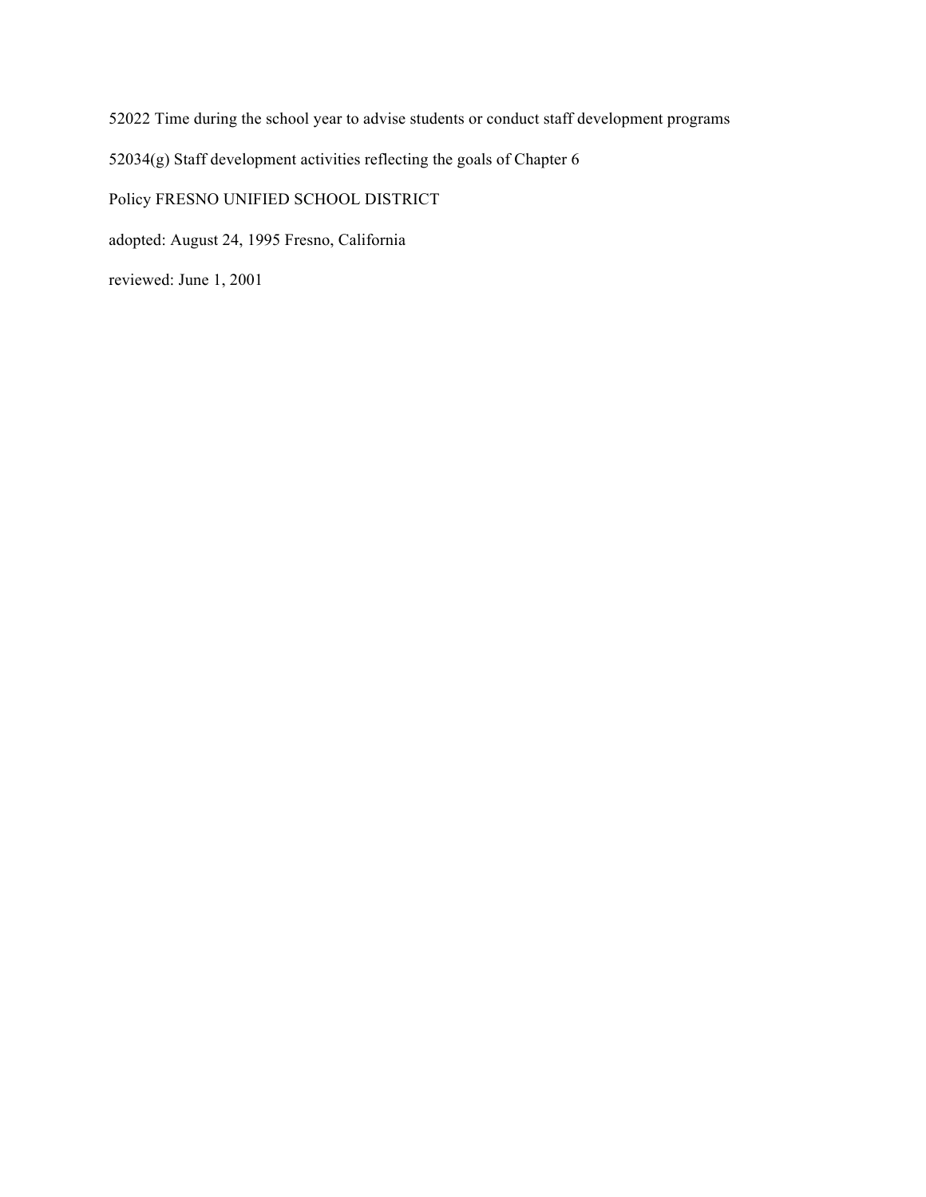52022 Time during the school year to advise students or conduct staff development programs

52034(g) Staff development activities reflecting the goals of Chapter 6

Policy FRESNO UNIFIED SCHOOL DISTRICT

adopted: August 24, 1995 Fresno, California

reviewed: June 1, 2001